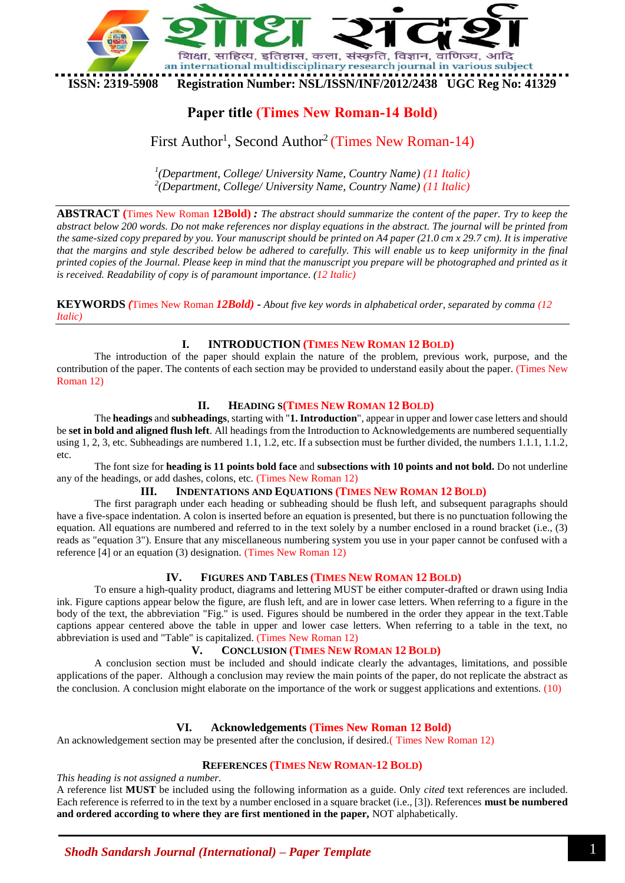ISSN: 2319-5908 Registration Number: NSL/ISSN/INF/2012/2438 UGC Reg No: 41329

# Paper title (Times New Roman-14 Bold)

First Author[1], Second Author[2] (Times New Roman-14)

[1]*(Department, College/ University Name, Country Name) (11 Italic)*
[2]*(Department, College/ University Name, Country Name) (11 Italic)*

**ABSTRACT** (Times New Roman **12Bold)** *: The abstract should summarize the content of the paper. Try to keep the abstract below 200 words. Do not make references nor display equations in the abstract. The journal will be printed from the same-sized copy prepared by you. Your manuscript should be printed on A4 paper (21.0 cm x 29.7 cm). It is imperative that the margins and style described below be adhered to carefully. This will enable us to keep uniformity in the final printed copies of the Journal. Please keep in mind that the manuscript you prepare will be photographed and printed as it is received. Readability of copy is of paramount importance. (12 Italic)*

**KEYWORDS** *(*Times New Roman ***12Bold)*** **-** *About five key words in alphabetical order, separated by comma (12 Italic)*

## I. INTRODUCTION (TIMES NEW ROMAN 12 BOLD)

The introduction of the paper should explain the nature of the problem, previous work, purpose, and the contribution of the paper. The contents of each section may be provided to understand easily about the paper. (Times New Roman 12)

## II. HEADING S(TIMES NEW ROMAN 12 BOLD)

The **headings** and **subheadings**, starting with "**1. Introduction**", appear in upper and lower case letters and should be **set in bold and aligned flush left**. All headings from the Introduction to Acknowledgements are numbered sequentially using 1, 2, 3, etc. Subheadings are numbered 1.1, 1.2, etc. If a subsection must be further divided, the numbers 1.1.1, 1.1.2, etc.

The font size for **heading is 11 points bold face** and **subsections with 10 points and not bold.** Do not underline any of the headings, or add dashes, colons, etc. (Times New Roman 12)

## III. INDENTATIONS AND EQUATIONS (TIMES NEW ROMAN 12 BOLD)

The first paragraph under each heading or subheading should be flush left, and subsequent paragraphs should have a five-space indentation. A colon is inserted before an equation is presented, but there is no punctuation following the equation. All equations are numbered and referred to in the text solely by a number enclosed in a round bracket (i.e., (3) reads as "equation 3"). Ensure that any miscellaneous numbering system you use in your paper cannot be confused with a reference [4] or an equation (3) designation. (Times New Roman 12)

## IV. FIGURES AND TABLES (TIMES NEW ROMAN 12 BOLD)

To ensure a high-quality product, diagrams and lettering MUST be either computer-drafted or drawn using India ink. Figure captions appear below the figure, are flush left, and are in lower case letters. When referring to a figure in the body of the text, the abbreviation "Fig." is used. Figures should be numbered in the order they appear in the text.Table captions appear centered above the table in upper and lower case letters. When referring to a table in the text, no abbreviation is used and "Table" is capitalized. (Times New Roman 12)

## V. CONCLUSION (TIMES NEW ROMAN 12 BOLD)

A conclusion section must be included and should indicate clearly the advantages, limitations, and possible applications of the paper. Although a conclusion may review the main points of the paper, do not replicate the abstract as the conclusion. A conclusion might elaborate on the importance of the work or suggest applications and extentions. (10)

## VI. Acknowledgements (Times New Roman 12 Bold)

An acknowledgement section may be presented after the conclusion, if desired.( Times New Roman 12)

## REFERENCES (TIMES NEW ROMAN-12 BOLD)

*This heading is not assigned a number.*

A reference list **MUST** be included using the following information as a guide. Only *cited* text references are included. Each reference is referred to in the text by a number enclosed in a square bracket (i.e., [3]). References **must be numbered and ordered according to where they are first mentioned in the paper,** NOT alphabetically.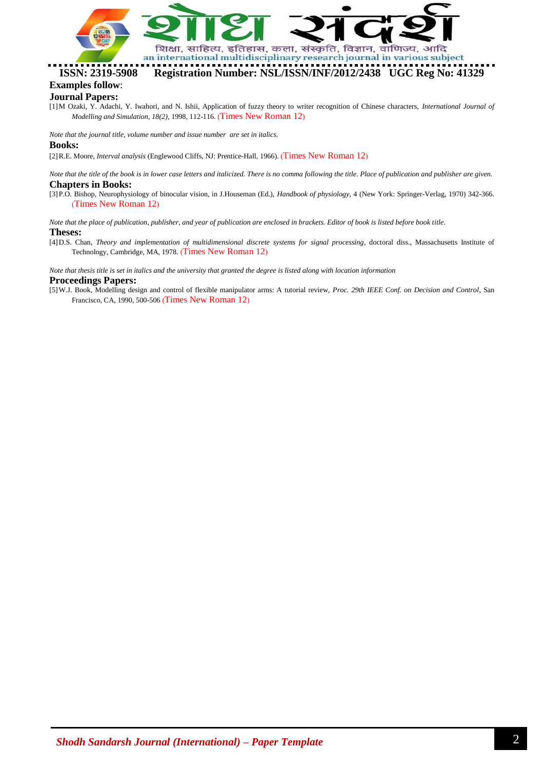**Examples follow**:

**Journal Papers:**

[1] M Ozaki, Y. Adachi, Y. Iwahori, and N. Ishii, Application of fuzzy theory to writer recognition of Chinese characters, *International Journal of Modelling and Simulation, 18(2),* 1998, 112-116. (Times New Roman 12)

*Note that the journal title, volume number and issue number are set in italics.*

**Books:**

[2] R.E. Moore, *Interval analysis* (Englewood Cliffs, NJ: Prentice-Hall, 1966). (Times New Roman 12)

*Note that the title of the book is in lower case letters and italicized. There is no comma following the title. Place of publication and publisher are given.*

**Chapters in Books:**

[3] P.O. Bishop, Neurophysiology of binocular vision, in J.Houseman (Ed.), *Handbook of physiology*, 4 (New York: Springer-Verlag, 1970) 342-366. (Times New Roman 12)

*Note that the place of publication, publisher, and year of publication are enclosed in brackets. Editor of book is listed before book title.*

**Theses:**

[4] D.S. Chan, *Theory and implementation of multidimensional discrete systems for signal processing*, doctoral diss., Massachusetts Institute of Technology, Cambridge, MA, 1978. (Times New Roman 12)

*Note that thesis title is set in italics and the university that granted the degree is listed along with location information*

**Proceedings Papers:**

[5] W.J. Book, Modelling design and control of flexible manipulator arms: A tutorial review, *Proc. 29th IEEE Conf. on Decision and Control*, San Francisco, CA, 1990, 500-506 (Times New Roman 12)